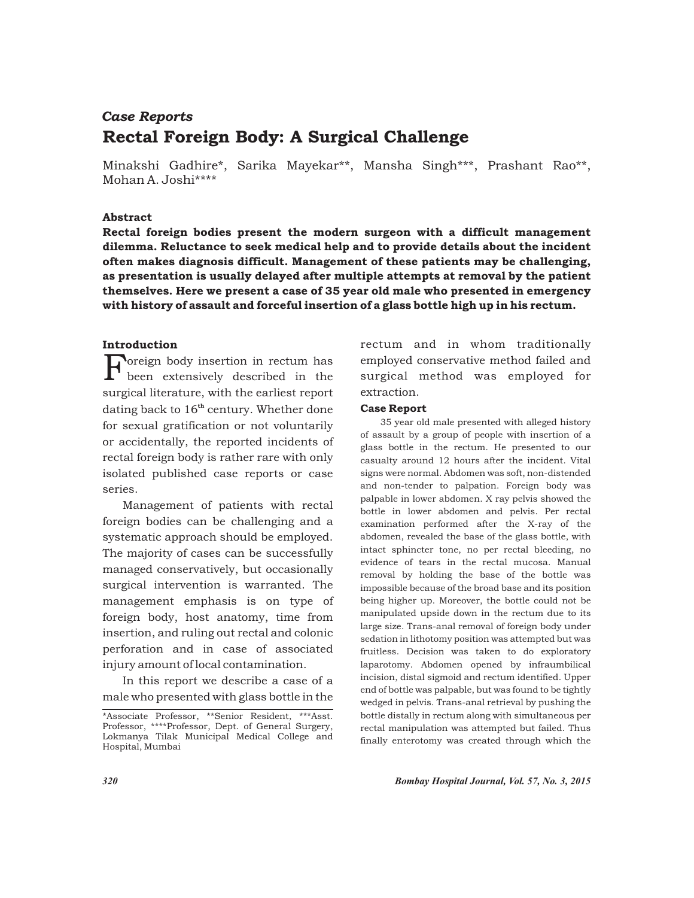*Case Reports*

# Rectal Foreign Body: A Surgical Challenge

Minakshi Gadhire*, Sarika Mayekar**, Mansha Singh***, Prashant Rao**, Mohan A. Joshi****

### Abstract

**Rectal foreign bodies present the modern surgeon with a difficult management dilemma. Reluctance to seek medical help and to provide details about the incident often makes diagnosis difficult. Management of these patients may be challenging, as presentation is usually delayed after multiple attempts at removal by the patient themselves. Here we present a case of 35 year old male who presented in emergency with history of assault and forceful insertion of a glass bottle high up in his rectum.**

### Introduction

Foreign body insertion in rectum has been extensively described in the surgical literature, with the earliest report dating back to 16th century. Whether done for sexual gratification or not voluntarily or accidentally, the reported incidents of rectal foreign body is rather rare with only isolated published case reports or case series.

Management of patients with rectal foreign bodies can be challenging and a systematic approach should be employed. The majority of cases can be successfully managed conservatively, but occasionally surgical intervention is warranted. The management emphasis is on type of foreign body, host anatomy, time from insertion, and ruling out rectal and colonic perforation and in case of associated injury amount of local contamination.

In this report we describe a case of a male who presented with glass bottle in the rectum and in whom traditionally employed conservative method failed and surgical method was employed for extraction.

*Associate Professor, **Senior Resident, ***Asst. Professor, ****Professor, Dept. of General Surgery, Lokmanya Tilak Municipal Medical College and Hospital, Mumbai

### Case Report

35 year old male presented with alleged history of assault by a group of people with insertion of a glass bottle in the rectum. He presented to our casualty around 12 hours after the incident. Vital signs were normal. Abdomen was soft, non-distended and non-tender to palpation. Foreign body was palpable in lower abdomen. X ray pelvis showed the bottle in lower abdomen and pelvis. Per rectal examination performed after the X-ray of the abdomen, revealed the base of the glass bottle, with intact sphincter tone, no per rectal bleeding, no evidence of tears in the rectal mucosa. Manual removal by holding the base of the bottle was impossible because of the broad base and its position being higher up. Moreover, the bottle could not be manipulated upside down in the rectum due to its large size. Trans-anal removal of foreign body under sedation in lithotomy position was attempted but was fruitless. Decision was taken to do exploratory laparotomy. Abdomen opened by infraumbilical incision, distal sigmoid and rectum identified. Upper end of bottle was palpable, but was found to be tightly wedged in pelvis. Trans-anal retrieval by pushing the bottle distally in rectum along with simultaneous per rectal manipulation was attempted but failed. Thus finally enterotomy was created through which the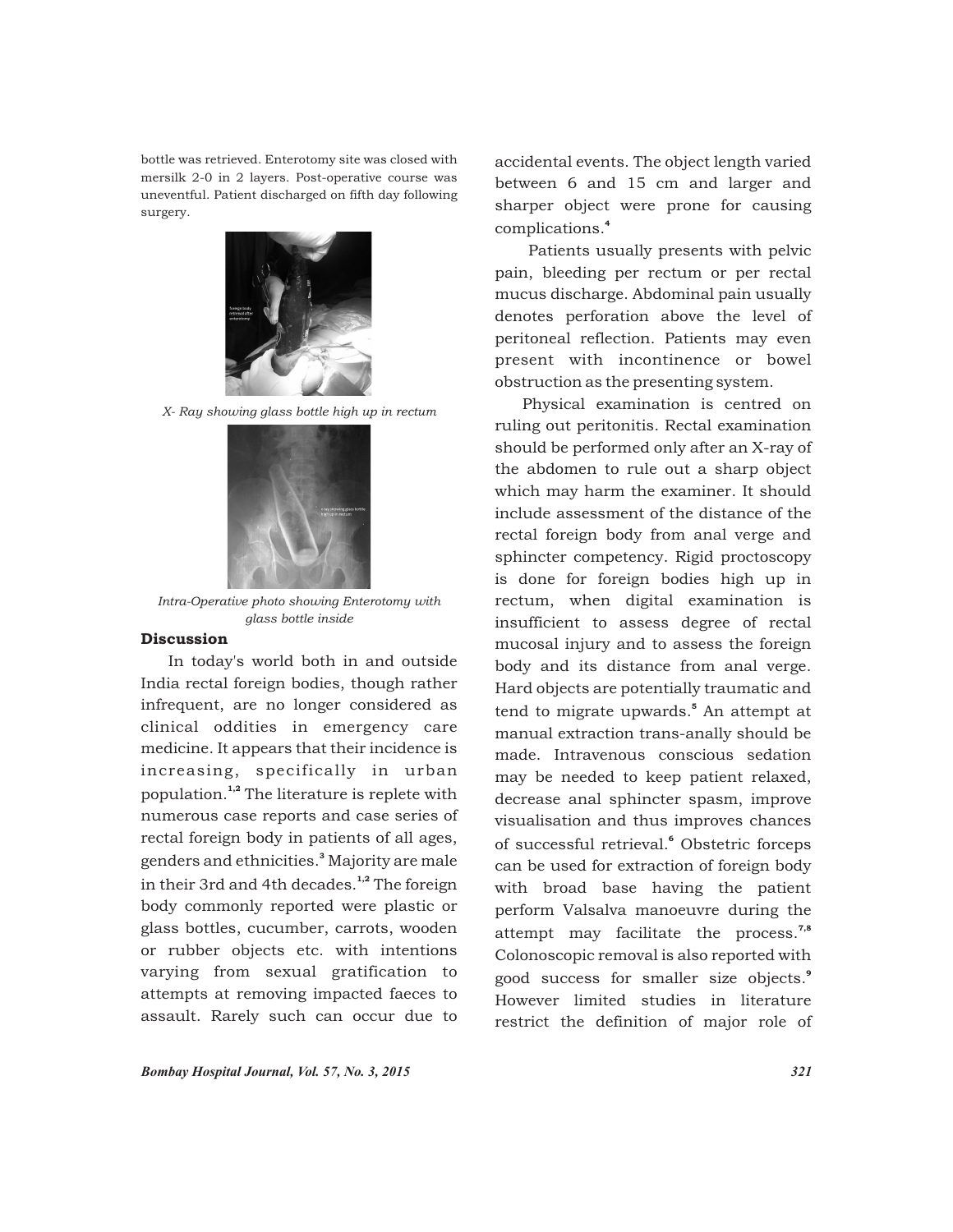bottle was retrieved. Enterotomy site was closed with mersilk 2-0 in 2 layers. Post-operative course was uneventful. Patient discharged on fifth day following surgery.

*X- Ray showing glass bottle high up in rectum*

*Intra-Operative photo showing Enterotomy with glass bottle inside*

## Discussion

In today's world both in and outside India rectal foreign bodies, though rather infrequent, are no longer considered as clinical oddities in emergency care medicine. It appears that their incidence is increasing, specifically in urban population.[1,2] The literature is replete with numerous case reports and case series of rectal foreign body in patients of all ages, genders and ethnicities.[3] Majority are male in their 3rd and 4th decades.[1,2] The foreign body commonly reported were plastic or glass bottles, cucumber, carrots, wooden or rubber objects etc. with intentions varying from sexual gratification to attempts at removing impacted faeces to assault. Rarely such can occur due to accidental events. The object length varied between 6 and 15 cm and larger and sharper object were prone for causing complications.[4]

Patients usually presents with pelvic pain, bleeding per rectum or per rectal mucus discharge. Abdominal pain usually denotes perforation above the level of peritoneal reflection. Patients may even present with incontinence or bowel obstruction as the presenting system.

Physical examination is centred on ruling out peritonitis. Rectal examination should be performed only after an X-ray of the abdomen to rule out a sharp object which may harm the examiner. It should include assessment of the distance of the rectal foreign body from anal verge and sphincter competency. Rigid proctoscopy is done for foreign bodies high up in rectum, when digital examination is insufficient to assess degree of rectal mucosal injury and to assess the foreign body and its distance from anal verge. Hard objects are potentially traumatic and tend to migrate upwards.[5] An attempt at manual extraction trans-anally should be made. Intravenous conscious sedation may be needed to keep patient relaxed, decrease anal sphincter spasm, improve visualisation and thus improves chances of successful retrieval.[6] Obstetric forceps can be used for extraction of foreign body with broad base having the patient perform Valsalva manoeuvre during the attempt may facilitate the process.[7,8] Colonoscopic removal is also reported with good success for smaller size objects.[9] However limited studies in literature restrict the definition of major role of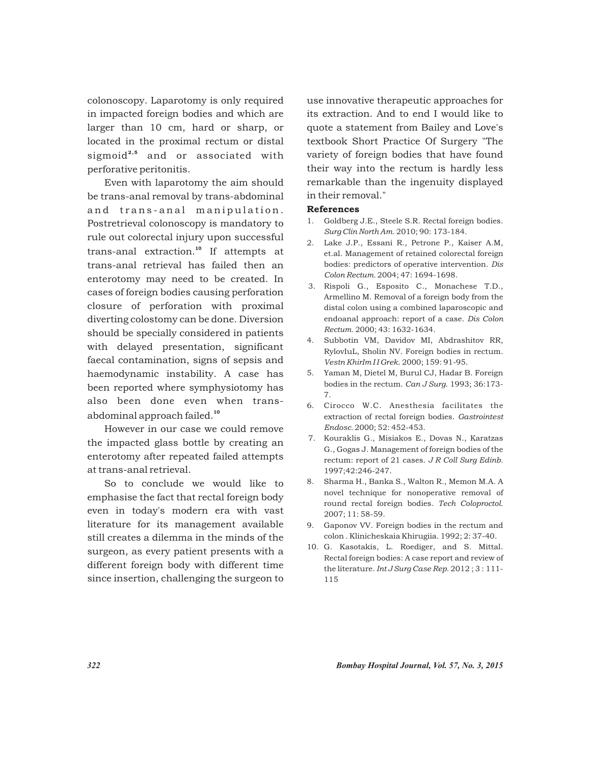colonoscopy. Laparotomy is only required in impacted foreign bodies and which are larger than 10 cm, hard or sharp, or located in the proximal rectum or distal sigmoid[2,5] and or associated with perforative peritonitis.

Even with laparotomy the aim should be trans-anal removal by trans-abdominal and trans-anal manipulation. Postretrieval colonoscopy is mandatory to rule out colorectal injury upon successful trans-anal extraction.[10] If attempts at trans-anal retrieval has failed then an enterotomy may need to be created. In cases of foreign bodies causing perforation closure of perforation with proximal diverting colostomy can be done. Diversion should be specially considered in patients with delayed presentation, significant faecal contamination, signs of sepsis and haemodynamic instability. A case has been reported where symphysiotomy has also been done even when trans-abdominal approach failed.[10]

However in our case we could remove the impacted glass bottle by creating an enterotomy after repeated failed attempts at trans-anal retrieval.

So to conclude we would like to emphasise the fact that rectal foreign body even in today's modern era with vast literature for its management available still creates a dilemma in the minds of the surgeon, as every patient presents with a different foreign body with different time since insertion, challenging the surgeon to use innovative therapeutic approaches for its extraction. And to end I would like to quote a statement from Bailey and Love's textbook Short Practice Of Surgery "The variety of foreign bodies that have found their way into the rectum is hardly less remarkable than the ingenuity displayed in their removal."

**References**

1. Goldberg J.E., Steele S.R. Rectal foreign bodies. *Surg Clin North Am.* 2010; 90: 173-184.
2. Lake J.P., Essani R., Petrone P., Kaiser A.M, et.al. Management of retained colorectal foreign bodies: predictors of operative intervention. *Dis Colon Rectum.* 2004; 47: 1694-1698.
3. Rispoli G., Esposito C., Monachese T.D., Armellino M. Removal of a foreign body from the distal colon using a combined laparoscopic and endoanal approach: report of a case. *Dis Colon Rectum.* 2000; 43: 1632-1634.
4. Subbotin VM, Davidov MI, Abdrashitov RR, RylovIuL, Sholin NV. Foreign bodies in rectum. *Vestn KhirIm I I Grek.* 2000; 159: 91-95.
5. Yaman M, Dietel M, Burul CJ, Hadar B. Foreign bodies in the rectum. *Can J Surg.* 1993; 36:173-7.
6. Cirocco W.C. Anesthesia facilitates the extraction of rectal foreign bodies. *Gastrointest Endosc.* 2000; 52: 452-453.
7. Kouraklis G., Misiakos E., Dovas N., Karatzas G., Gogas J. Management of foreign bodies of the rectum: report of 21 cases. *J R Coll Surg Edinb.* 1997;42:246-247.
8. Sharma H., Banka S., Walton R., Memon M.A. A novel technique for nonoperative removal of round rectal foreign bodies. *Tech Coloproctol.* 2007; 11: 58-59.
9. Gaponov VV. Foreign bodies in the rectum and colon . Klinicheskaia Khirugiia. 1992; 2: 37-40.
10. G. Kasotakis, L. Roediger, and S. Mittal. Rectal foreign bodies: A case report and review of the literature. *Int J Surg Case Rep.* 2012 ; 3 : 111-115